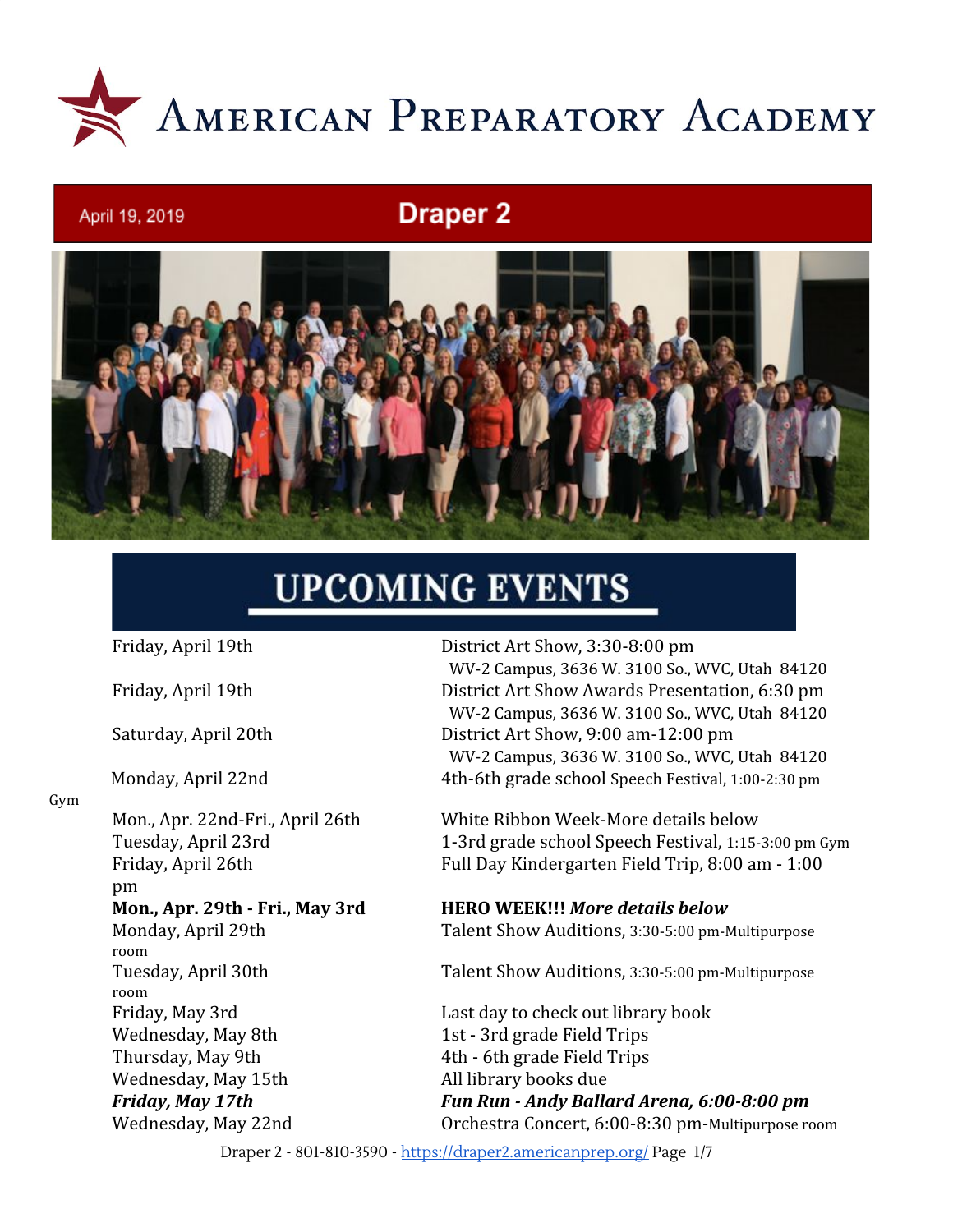# American Preparatory Academy

April 19, 2019

## Draper 2

## UPCOMING EVENTS

| Date | Event |
|---|---|
| Friday, April 19th | District Art Show, 3:30-8:00 pm<br>WV-2 Campus, 3636 W. 3100 So., WVC, Utah 84120 |
| Friday, April 19th | District Art Show Awards Presentation, 6:30 pm<br>WV-2 Campus, 3636 W. 3100 So., WVC, Utah 84120 |
| Saturday, April 20th | District Art Show, 9:00 am-12:00 pm<br>WV-2 Campus, 3636 W. 3100 So., WVC, Utah 84120 |
| Monday, April 22nd | 4th-6th grade school Speech Festival, 1:00-2:30 pm Gym |
| Mon., Apr. 22nd-Fri., April 26th | White Ribbon Week-More details below |
| Tuesday, April 23rd | 1-3rd grade school Speech Festival, 1:15-3:00 pm Gym |
| Friday, April 26th | Full Day Kindergarten Field Trip, 8:00 am - 1:00 pm |
| **Mon., Apr. 29th - Fri., May 3rd** | **HERO WEEK!!!** ***More details below*** |
| Monday, April 29th | Talent Show Auditions, 3:30-5:00 pm-Multipurpose room |
| Tuesday, April 30th | Talent Show Auditions, 3:30-5:00 pm-Multipurpose room |
| Friday, May 3rd | Last day to check out library book |
| Wednesday, May 8th | 1st - 3rd grade Field Trips |
| Thursday, May 9th | 4th - 6th grade Field Trips |
| Wednesday, May 15th | All library books due |
| ***Friday, May 17th*** | ***Fun Run - Andy Ballard Arena, 6:00-8:00 pm*** |
| Wednesday, May 22nd | Orchestra Concert, 6:00-8:30 pm-Multipurpose room |

Draper 2 - 801-810-3590 - https://draper2.americanprep.org/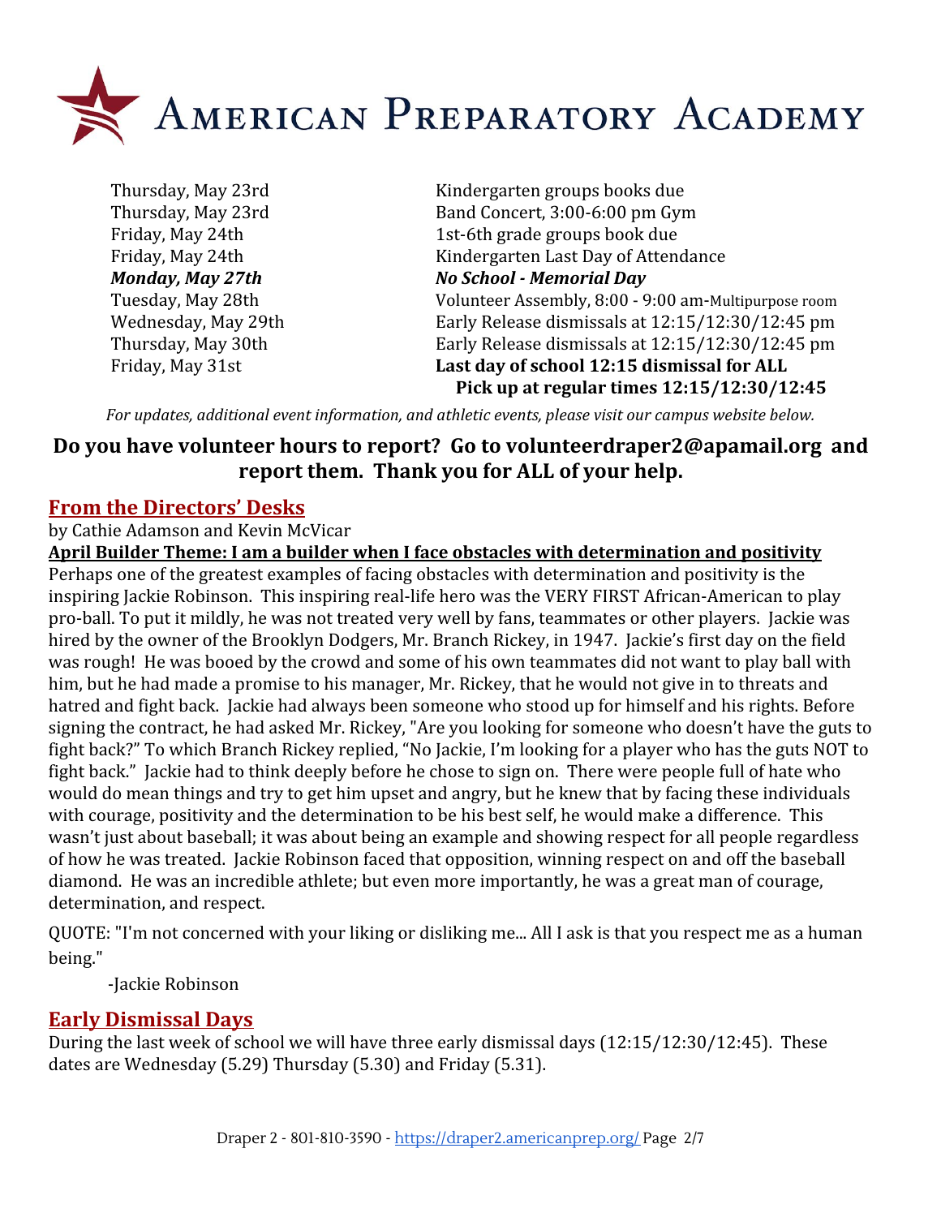# American Preparatory Academy

| | |
|---|---|
| Thursday, May 23rd | Kindergarten groups books due |
| Thursday, May 23rd | Band Concert, 3:00-6:00 pm Gym |
| Friday, May 24th | 1st-6th grade groups book due |
| Friday, May 24th | Kindergarten Last Day of Attendance |
| ***Monday, May 27th*** | ***No School - Memorial Day*** |
| Tuesday, May 28th | Volunteer Assembly, 8:00 - 9:00 am-Multipurpose room |
| Wednesday, May 29th | Early Release dismissals at 12:15/12:30/12:45 pm |
| Thursday, May 30th | Early Release dismissals at 12:15/12:30/12:45 pm |
| Friday, May 31st | **Last day of school 12:15 dismissal for ALL Pick up at regular times 12:15/12:30/12:45** |

*For updates, additional event information, and athletic events, please visit our campus website below.*

**Do you have volunteer hours to report? Go to volunteerdraper2@apamail.org and report them. Thank you for ALL of your help.**

## From the Directors' Desks

by Cathie Adamson and Kevin McVicar

**April Builder Theme: I am a builder when I face obstacles with determination and positivity**

Perhaps one of the greatest examples of facing obstacles with determination and positivity is the inspiring Jackie Robinson. This inspiring real-life hero was the VERY FIRST African-American to play pro-ball. To put it mildly, he was not treated very well by fans, teammates or other players. Jackie was hired by the owner of the Brooklyn Dodgers, Mr. Branch Rickey, in 1947. Jackie's first day on the field was rough! He was booed by the crowd and some of his own teammates did not want to play ball with him, but he had made a promise to his manager, Mr. Rickey, that he would not give in to threats and hatred and fight back. Jackie had always been someone who stood up for himself and his rights. Before signing the contract, he had asked Mr. Rickey, "Are you looking for someone who doesn't have the guts to fight back?" To which Branch Rickey replied, "No Jackie, I'm looking for a player who has the guts NOT to fight back." Jackie had to think deeply before he chose to sign on. There were people full of hate who would do mean things and try to get him upset and angry, but he knew that by facing these individuals with courage, positivity and the determination to be his best self, he would make a difference. This wasn't just about baseball; it was about being an example and showing respect for all people regardless of how he was treated. Jackie Robinson faced that opposition, winning respect on and off the baseball diamond. He was an incredible athlete; but even more importantly, he was a great man of courage, determination, and respect.

QUOTE: "I'm not concerned with your liking or disliking me... All I ask is that you respect me as a human being."

-Jackie Robinson

## Early Dismissal Days

During the last week of school we will have three early dismissal days (12:15/12:30/12:45). These dates are Wednesday (5.29) Thursday (5.30) and Friday (5.31).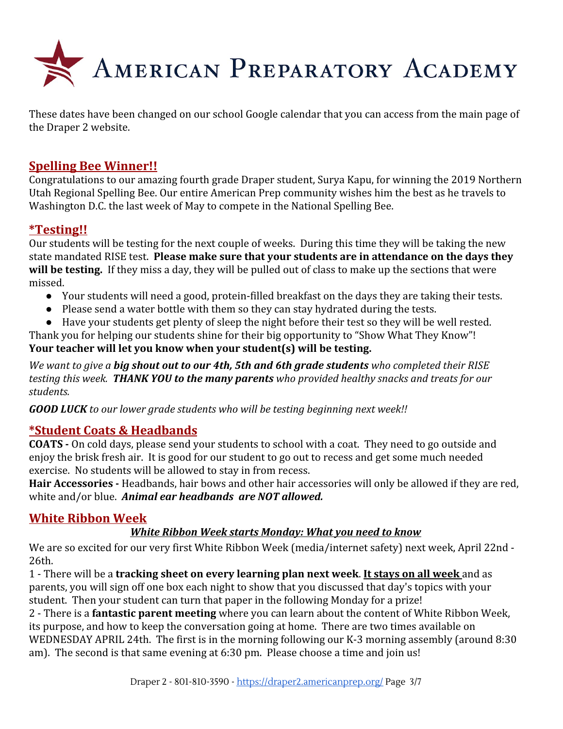These dates have been changed on our school Google calendar that you can access from the main page of the Draper 2 website.

## Spelling Bee Winner!!

Congratulations to our amazing fourth grade Draper student, Surya Kapu, for winning the 2019 Northern Utah Regional Spelling Bee. Our entire American Prep community wishes him the best as he travels to Washington D.C. the last week of May to compete in the National Spelling Bee.

## *Testing!!

Our students will be testing for the next couple of weeks. During this time they will be taking the new state mandated RISE test. **Please make sure that your students are in attendance on the days they will be testing.** If they miss a day, they will be pulled out of class to make up the sections that were missed.

- Your students will need a good, protein-filled breakfast on the days they are taking their tests.
- Please send a water bottle with them so they can stay hydrated during the tests.
- Have your students get plenty of sleep the night before their test so they will be well rested.

Thank you for helping our students shine for their big opportunity to "Show What They Know"!
**Your teacher will let you know when your student(s) will be testing.**

*We want to give a **big shout out to our 4th, 5th and 6th grade students** who completed their RISE testing this week. **THANK YOU to the many parents** who provided healthy snacks and treats for our students.*

***GOOD LUCK** to our lower grade students who will be testing beginning next week!!*

## *Student Coats & Headbands

**COATS -** On cold days, please send your students to school with a coat. They need to go outside and enjoy the brisk fresh air. It is good for our student to go out to recess and get some much needed exercise. No students will be allowed to stay in from recess.
**Hair Accessories -** Headbands, hair bows and other hair accessories will only be allowed if they are red, white and/or blue. ***Animal ear headbands are NOT allowed.***

## White Ribbon Week

***White Ribbon Week starts Monday: What you need to know***

We are so excited for our very first White Ribbon Week (media/internet safety) next week, April 22nd - 26th.
1 - There will be a **tracking sheet on every learning plan next week**. **It stays on all week** and as parents, you will sign off one box each night to show that you discussed that day's topics with your student. Then your student can turn that paper in the following Monday for a prize!
2 - There is a **fantastic parent meeting** where you can learn about the content of White Ribbon Week, its purpose, and how to keep the conversation going at home. There are two times available on WEDNESDAY APRIL 24th. The first is in the morning following our K-3 morning assembly (around 8:30 am). The second is that same evening at 6:30 pm. Please choose a time and join us!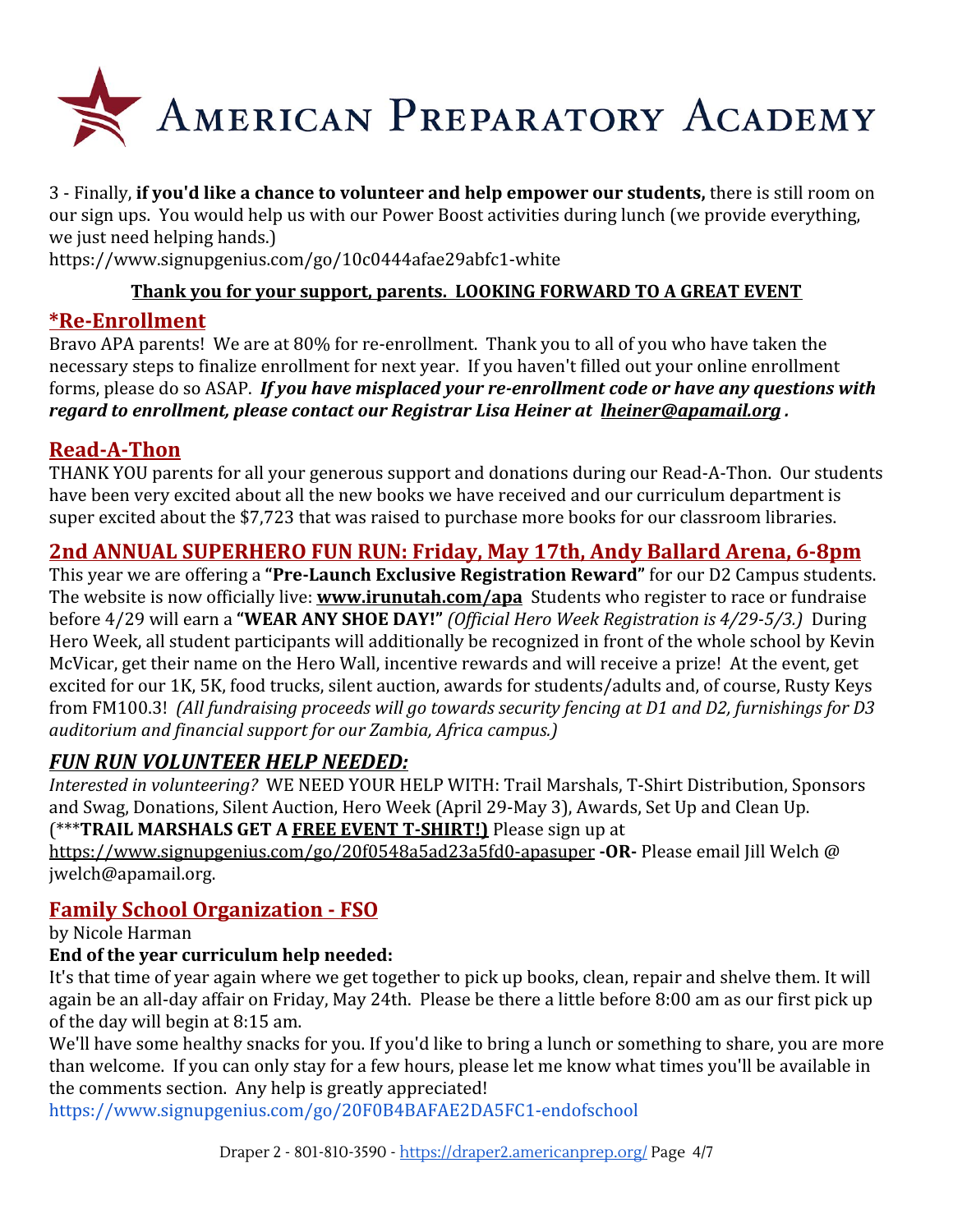3 - Finally, **if you'd like a chance to volunteer and help empower our students,** there is still room on our sign ups. You would help us with our Power Boost activities during lunch (we provide everything, we just need helping hands.)
https://www.signupgenius.com/go/10c0444afae29abfc1-white

**Thank you for your support, parents. LOOKING FORWARD TO A GREAT EVENT**

## *Re-Enrollment

Bravo APA parents! We are at 80% for re-enrollment. Thank you to all of you who have taken the necessary steps to finalize enrollment for next year. If you haven't filled out your online enrollment forms, please do so ASAP. ***If you have misplaced your re-enrollment code or have any questions with regard to enrollment, please contact our Registrar Lisa Heiner at lheiner@apamail.org .***

## Read-A-Thon

THANK YOU parents for all your generous support and donations during our Read-A-Thon. Our students have been very excited about all the new books we have received and our curriculum department is super excited about the $7,723 that was raised to purchase more books for our classroom libraries.

## 2nd ANNUAL SUPERHERO FUN RUN: Friday, May 17th, Andy Ballard Arena, 6-8pm

This year we are offering a **"Pre-Launch Exclusive Registration Reward"** for our D2 Campus students. The website is now officially live: **www.irunutah.com/apa** Students who register to race or fundraise before 4/29 will earn a **"WEAR ANY SHOE DAY!"** *(Official Hero Week Registration is 4/29-5/3.)* During Hero Week, all student participants will additionally be recognized in front of the whole school by Kevin McVicar, get their name on the Hero Wall, incentive rewards and will receive a prize! At the event, get excited for our 1K, 5K, food trucks, silent auction, awards for students/adults and, of course, Rusty Keys from FM100.3! *(All fundraising proceeds will go towards security fencing at D1 and D2, furnishings for D3 auditorium and financial support for our Zambia, Africa campus.)*

## *FUN RUN VOLUNTEER HELP NEEDED:*

*Interested in volunteering?* WE NEED YOUR HELP WITH: Trail Marshals, T-Shirt Distribution, Sponsors and Swag, Donations, Silent Auction, Hero Week (April 29-May 3), Awards, Set Up and Clean Up. (***TRAIL MARSHALS GET A FREE EVENT T-SHIRT!)** Please sign up at https://www.signupgenius.com/go/20f0548a5ad23a5fd0-apasuper **-OR-** Please email Jill Welch @ jwelch@apamail.org.

## Family School Organization - FSO

by Nicole Harman

**End of the year curriculum help needed:**

It's that time of year again where we get together to pick up books, clean, repair and shelve them. It will again be an all-day affair on Friday, May 24th. Please be there a little before 8:00 am as our first pick up of the day will begin at 8:15 am.

We'll have some healthy snacks for you. If you'd like to bring a lunch or something to share, you are more than welcome. If you can only stay for a few hours, please let me know what times you'll be available in the comments section. Any help is greatly appreciated!

https://www.signupgenius.com/go/20F0B4BAFAE2DA5FC1-endofschool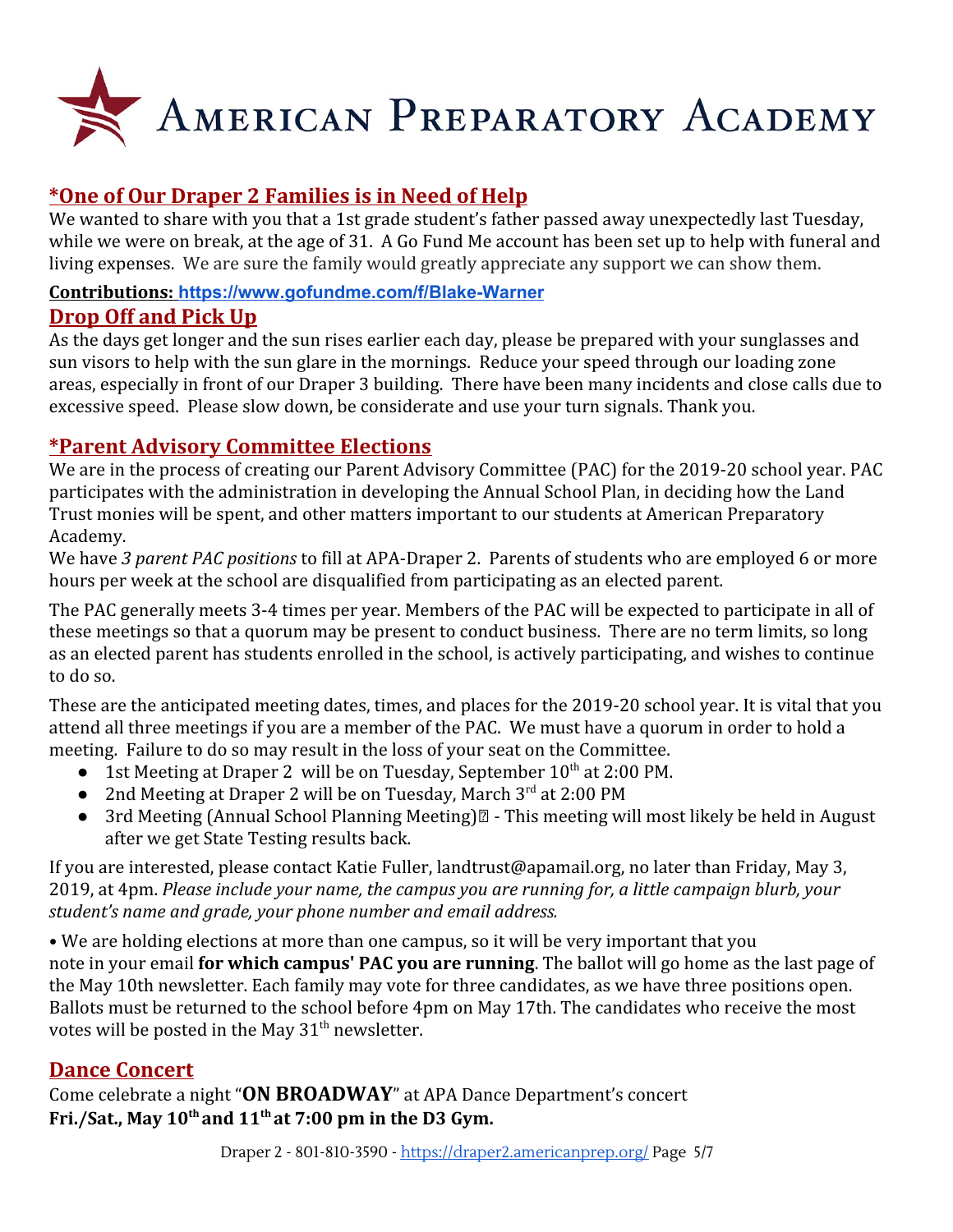# American Preparatory Academy

## *One of Our Draper 2 Families is in Need of Help

We wanted to share with you that a 1st grade student's father passed away unexpectedly last Tuesday, while we were on break, at the age of 31. A Go Fund Me account has been set up to help with funeral and living expenses. We are sure the family would greatly appreciate any support we can show them.

**Contributions: https://www.gofundme.com/f/Blake-Warner**

## Drop Off and Pick Up

As the days get longer and the sun rises earlier each day, please be prepared with your sunglasses and sun visors to help with the sun glare in the mornings. Reduce your speed through our loading zone areas, especially in front of our Draper 3 building. There have been many incidents and close calls due to excessive speed. Please slow down, be considerate and use your turn signals. Thank you.

## *Parent Advisory Committee Elections

We are in the process of creating our Parent Advisory Committee (PAC) for the 2019-20 school year. PAC participates with the administration in developing the Annual School Plan, in deciding how the Land Trust monies will be spent, and other matters important to our students at American Preparatory Academy.

We have *3 parent PAC positions* to fill at APA-Draper 2. Parents of students who are employed 6 or more hours per week at the school are disqualified from participating as an elected parent.

The PAC generally meets 3-4 times per year. Members of the PAC will be expected to participate in all of these meetings so that a quorum may be present to conduct business. There are no term limits, so long as an elected parent has students enrolled in the school, is actively participating, and wishes to continue to do so.

These are the anticipated meeting dates, times, and places for the 2019-20 school year. It is vital that you attend all three meetings if you are a member of the PAC. We must have a quorum in order to hold a meeting. Failure to do so may result in the loss of your seat on the Committee.

- 1st Meeting at Draper 2 will be on Tuesday, September 10th at 2:00 PM.
- 2nd Meeting at Draper 2 will be on Tuesday, March 3rd at 2:00 PM
- 3rd Meeting (Annual School Planning Meeting) - This meeting will most likely be held in August after we get State Testing results back.

If you are interested, please contact Katie Fuller, landtrust@apamail.org, no later than Friday, May 3, 2019, at 4pm. *Please include your name, the campus you are running for, a little campaign blurb, your student's name and grade, your phone number and email address.*

• We are holding elections at more than one campus, so it will be very important that you note in your email **for which campus' PAC you are running**. The ballot will go home as the last page of the May 10th newsletter. Each family may vote for three candidates, as we have three positions open. Ballots must be returned to the school before 4pm on May 17th. The candidates who receive the most votes will be posted in the May 31st newsletter.

## Dance Concert

Come celebrate a night "**ON BROADWAY**" at APA Dance Department's concert
**Fri./Sat., May 10th and 11th at 7:00 pm in the D3 Gym.**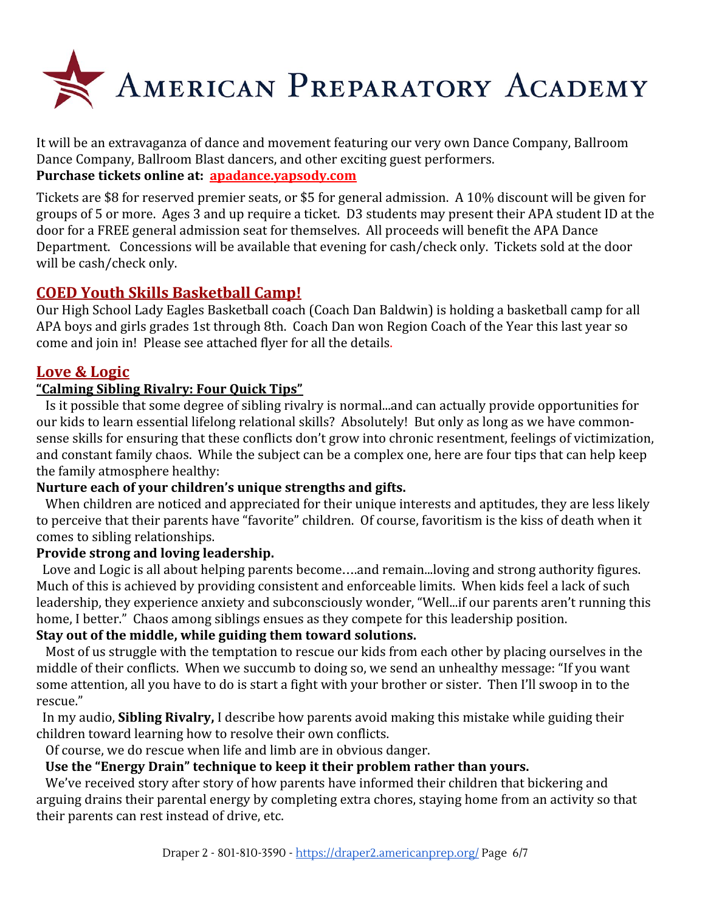It will be an extravaganza of dance and movement featuring our very own Dance Company, Ballroom Dance Company, Ballroom Blast dancers, and other exciting guest performers.

**Purchase tickets online at: apadance.yapsody.com**

Tickets are $8 for reserved premier seats, or $5 for general admission. A 10% discount will be given for groups of 5 or more. Ages 3 and up require a ticket. D3 students may present their APA student ID at the door for a FREE general admission seat for themselves. All proceeds will benefit the APA Dance Department. Concessions will be available that evening for cash/check only. Tickets sold at the door will be cash/check only.

## COED Youth Skills Basketball Camp!

Our High School Lady Eagles Basketball coach (Coach Dan Baldwin) is holding a basketball camp for all APA boys and girls grades 1st through 8th. Coach Dan won Region Coach of the Year this last year so come and join in! Please see attached flyer for all the details.

## Love & Logic

### "Calming Sibling Rivalry: Four Quick Tips"

Is it possible that some degree of sibling rivalry is normal...and can actually provide opportunities for our kids to learn essential lifelong relational skills? Absolutely! But only as long as we have common-sense skills for ensuring that these conflicts don't grow into chronic resentment, feelings of victimization, and constant family chaos. While the subject can be a complex one, here are four tips that can help keep the family atmosphere healthy:

**Nurture each of your children's unique strengths and gifts.**

When children are noticed and appreciated for their unique interests and aptitudes, they are less likely to perceive that their parents have "favorite" children. Of course, favoritism is the kiss of death when it comes to sibling relationships.

**Provide strong and loving leadership.**

Love and Logic is all about helping parents become….and remain...loving and strong authority figures. Much of this is achieved by providing consistent and enforceable limits. When kids feel a lack of such leadership, they experience anxiety and subconsciously wonder, "Well...if our parents aren't running this home, I better." Chaos among siblings ensues as they compete for this leadership position.

**Stay out of the middle, while guiding them toward solutions.**

Most of us struggle with the temptation to rescue our kids from each other by placing ourselves in the middle of their conflicts. When we succumb to doing so, we send an unhealthy message: "If you want some attention, all you have to do is start a fight with your brother or sister. Then I'll swoop in to the rescue."

In my audio, **Sibling Rivalry,** I describe how parents avoid making this mistake while guiding their children toward learning how to resolve their own conflicts.

Of course, we do rescue when life and limb are in obvious danger.

**Use the "Energy Drain" technique to keep it their problem rather than yours.**

We've received story after story of how parents have informed their children that bickering and arguing drains their parental energy by completing extra chores, staying home from an activity so that their parents can rest instead of drive, etc.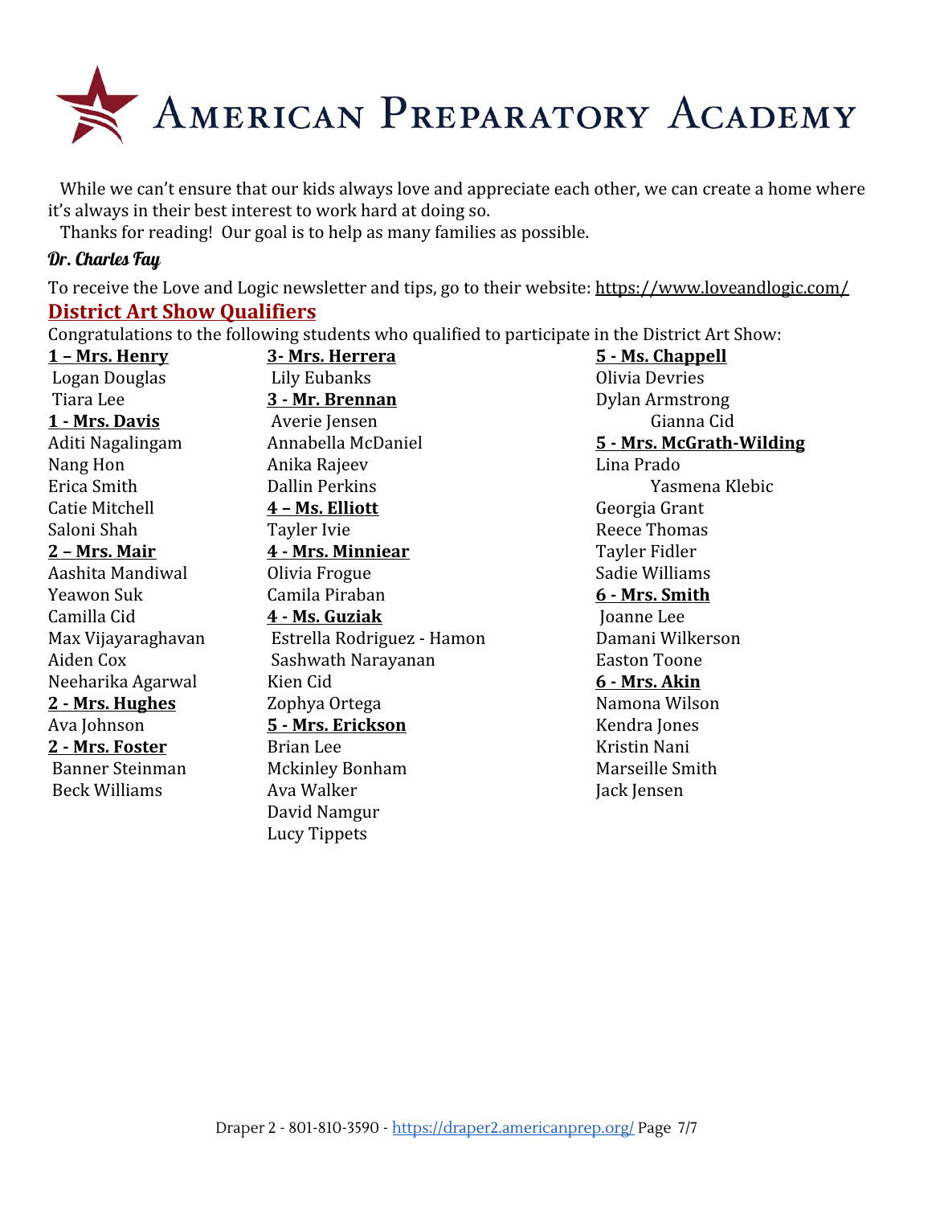# American Preparatory Academy

While we can't ensure that our kids always love and appreciate each other, we can create a home where it's always in their best interest to work hard at doing so.

Thanks for reading! Our goal is to help as many families as possible.

*Dr. Charles Fay*

To receive the Love and Logic newsletter and tips, go to their website: https://www.loveandlogic.com/

## District Art Show Qualifiers

Congratulations to the following students who qualified to participate in the District Art Show:

**1 – Mrs. Henry**
Logan Douglas
Tiara Lee

**1 - Mrs. Davis**
Aditi Nagalingam
Nang Hon
Erica Smith
Catie Mitchell
Saloni Shah

**2 – Mrs. Mair**
Aashita Mandiwal
Yeawon Suk
Camilla Cid
Max Vijayaraghavan
Aiden Cox
Neeharika Agarwal

**2 - Mrs. Hughes**
Ava Johnson

**2 - Mrs. Foster**
Banner Steinman
Beck Williams

**3- Mrs. Herrera**
Lily Eubanks

**3 - Mr. Brennan**
Averie Jensen
Annabella McDaniel
Anika Rajeev
Dallin Perkins

**4 – Ms. Elliott**
Tayler Ivie

**4 - Mrs. Minniear**
Olivia Frogue
Camila Piraban

**4 - Ms. Guziak**
Estrella Rodriguez - Hamon
Sashwath Narayanan
Kien Cid
Zophya Ortega

**5 - Mrs. Erickson**
Brian Lee
Mckinley Bonham
Ava Walker
David Namgur
Lucy Tippets

**5 - Ms. Chappell**
Olivia Devries
Dylan Armstrong
Gianna Cid

**5 - Mrs. McGrath-Wilding**
Lina Prado
Yasmena Klebic
Georgia Grant
Reece Thomas
Tayler Fidler
Sadie Williams

**6 - Mrs. Smith**
Joanne Lee
Damani Wilkerson
Easton Toone

**6 - Mrs. Akin**
Namona Wilson
Kendra Jones
Kristin Nani
Marseille Smith
Jack Jensen